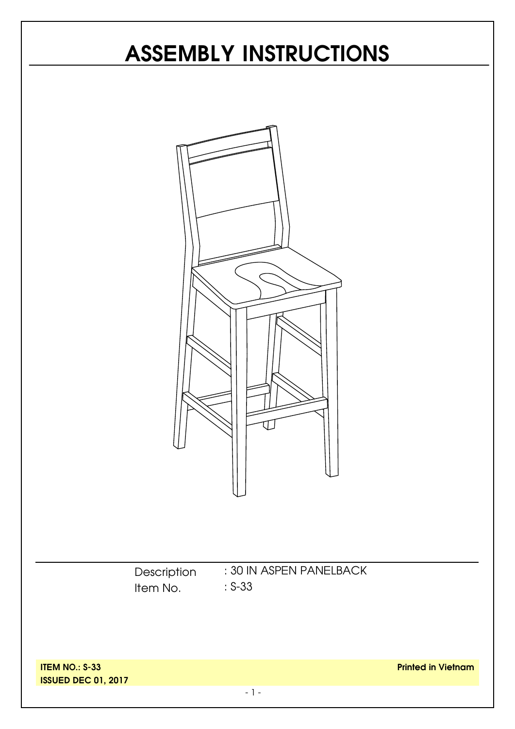# ASSEMBLY INSTRUCTIONS

Description : 30 IN ASPEN PANELBACK

Item No. : S-33

**ITEM NO.: S-33**

**ISSUED DEC 01, 2017**

**Printed in Vietnam**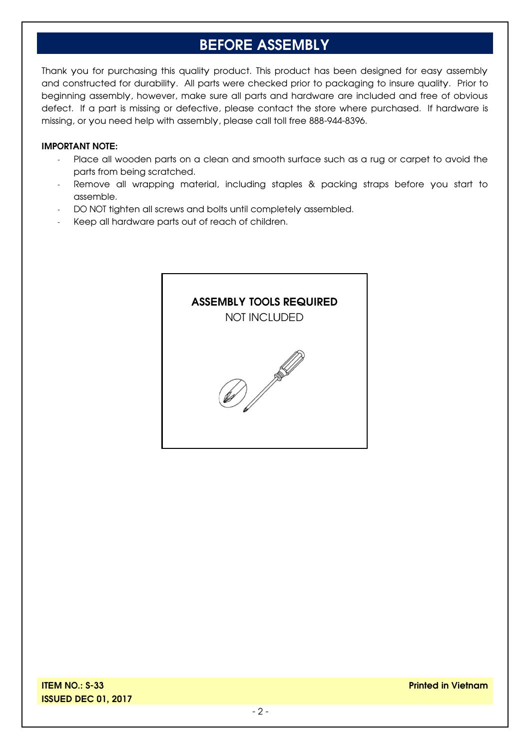# BEFORE ASSEMBLY

Thank you for purchasing this quality product. This product has been designed for easy assembly and constructed for durability. All parts were checked prior to packaging to insure quality. Prior to beginning assembly, however, make sure all parts and hardware are included and free of obvious defect. If a part is missing or defective, please contact the store where purchased. If hardware is missing, or you need help with assembly, please call toll free 888-944-8396.

**IMPORTANT NOTE:**

- Place all wooden parts on a clean and smooth surface such as a rug or carpet to avoid the parts from being scratched.
- Remove all wrapping material, including staples & packing straps before you start to assemble.
- DO NOT tighten all screws and bolts until completely assembled.
- Keep all hardware parts out of reach of children.

**ASSEMBLY TOOLS REQUIRED**

NOT INCLUDED

**ITEM NO.: S-33**
**ISSUED DEC 01, 2017**

**Printed in Vietnam**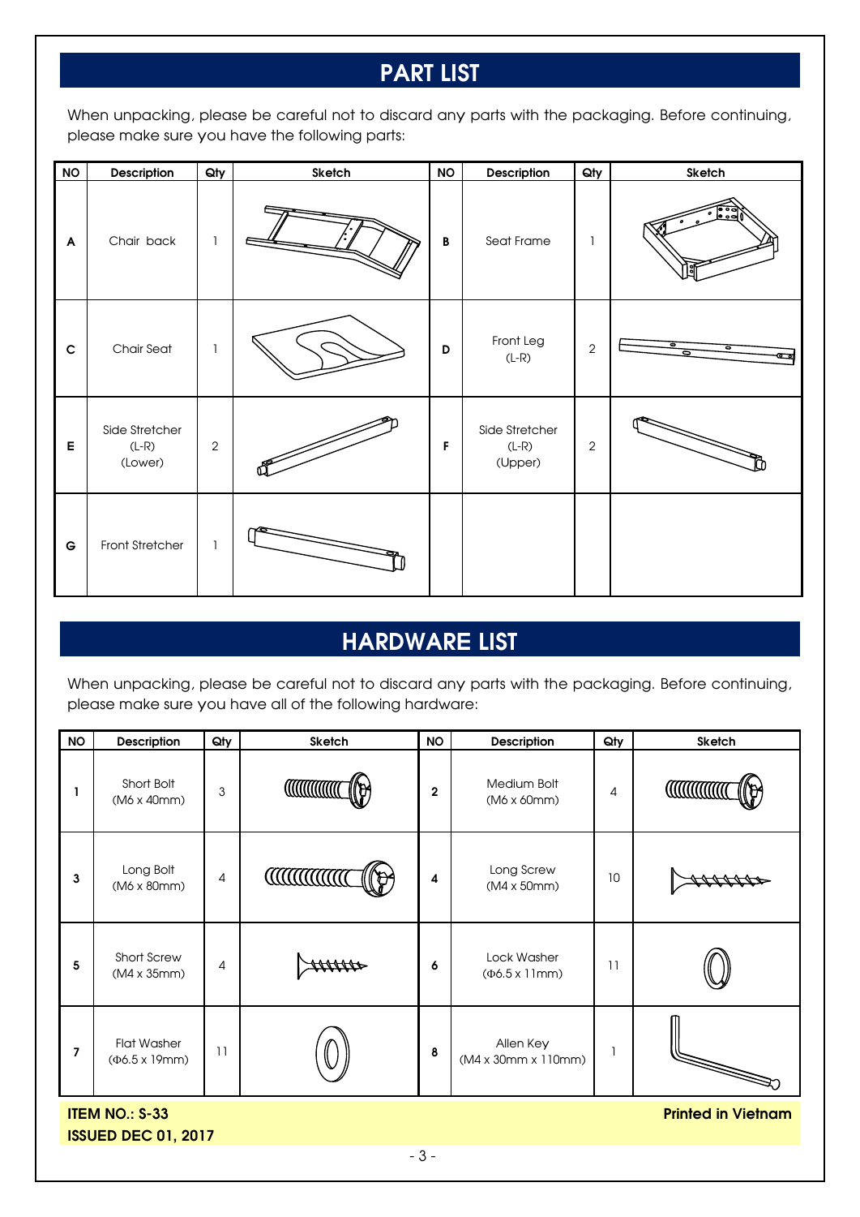## PART LIST

When unpacking, please be careful not to discard any parts with the packaging. Before continuing, please make sure you have the following parts:

| NO | Description | Qty | Sketch | NO | Description | Qty | Sketch |
|---|---|---|---|---|---|---|---|
| A | Chair back | 1 | | B | Seat Frame | 1 | |
| C | Chair Seat | 1 | | D | Front Leg (L-R) | 2 | |
| E | Side Stretcher (L-R) (Lower) | 2 | | F | Side Stretcher (L-R) (Upper) | 2 | |
| G | Front Stretcher | 1 | | | | | |

## HARDWARE LIST

When unpacking, please be careful not to discard any parts with the packaging. Before continuing, please make sure you have all of the following hardware:

| NO | Description | Qty | Sketch | NO | Description | Qty | Sketch |
|---|---|---|---|---|---|---|---|
| 1 | Short Bolt (M6 x 40mm) | 3 | | 2 | Medium Bolt (M6 x 60mm) | 4 | |
| 3 | Long Bolt (M6 x 80mm) | 4 | | 4 | Long Screw (M4 x 50mm) | 10 | |
| 5 | Short Screw (M4 x 35mm) | 4 | | 6 | Lock Washer (Φ6.5 x 11mm) | 11 | |
| 7 | Flat Washer (Φ6.5 x 19mm) | 11 | | 8 | Allen Key (M4 x 30mm x 110mm) | 1 | |

**ITEM NO.: S-33**
**ISSUED DEC 01, 2017**

**Printed in Vietnam**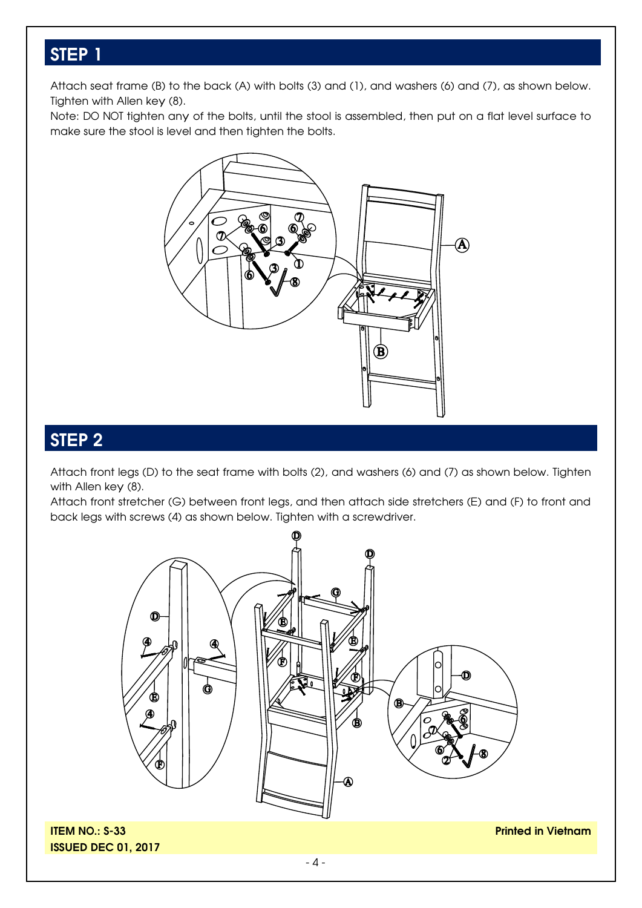## STEP 1

Attach seat frame (B) to the back (A) with bolts (3) and (1), and washers (6) and (7), as shown below. Tighten with Allen key (8).
Note: DO NOT tighten any of the bolts, until the stool is assembled, then put on a flat level surface to make sure the stool is level and then tighten the bolts.

## STEP 2

Attach front legs (D) to the seat frame with bolts (2), and washers (6) and (7) as shown below. Tighten with Allen key (8).
Attach front stretcher (G) between front legs, and then attach side stretchers (E) and (F) to front and back legs with screws (4) as shown below. Tighten with a screwdriver.

**ITEM NO.: S-33**
**ISSUED DEC 01, 2017**

**Printed in Vietnam**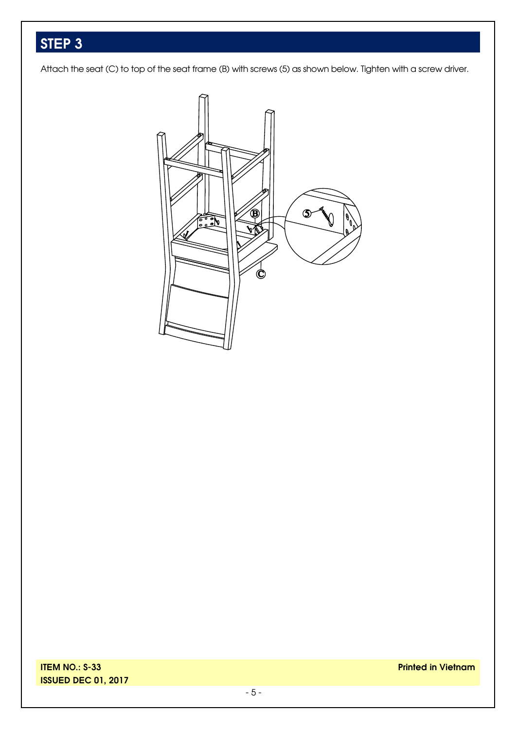## STEP 3

Attach the seat (C) to top of the seat frame (B) with screws (5) as shown below. Tighten with a screw driver.

B

C

5

**ITEM NO.: S-33**
**ISSUED DEC 01, 2017**

**Printed in Vietnam**